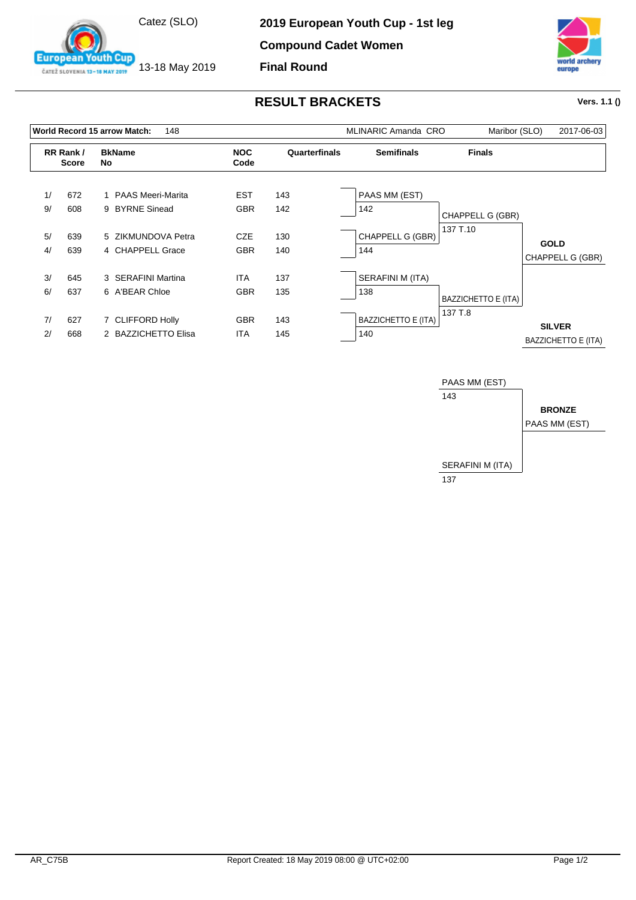Catez (SLO)

13-18 May 2019

# 2019 European Youth Cup - 1st leg

## Compound Cadet Women

## Final Round

## RESULT BRACKETS

Vers. 1.1 ()

| World Record 15 arrow Match: | 148 | MLINARIC Amanda CRO | Maribor (SLO) | 2017-06-03 |
|---|---|---|---|---|

| RR Rank / | Score | BkName No | | NOC Code | Quarterfinals | Semifinals | Finals |
|---|---|---|---|---|---|---|---|
| 1/ | 672 | 1 | PAAS Meeri-Marita | EST | 143 | PAAS MM (EST) | |
| 9/ | 608 | 9 | BYRNE Sinead | GBR | 142 | 142 | CHAPPELL G (GBR) |
| 5/ | 639 | 5 | ZIKMUNDOVA Petra | CZE | 130 | CHAPPELL G (GBR) | 137 T.10 |
| 4/ | 639 | 4 | CHAPPELL Grace | GBR | 140 | 144 | |
| 3/ | 645 | 3 | SERAFINI Martina | ITA | 137 | SERAFINI M (ITA) | |
| 6/ | 637 | 6 | A'BEAR Chloe | GBR | 135 | 138 | BAZZICHETTO E (ITA) |
| 7/ | 627 | 7 | CLIFFORD Holly | GBR | 143 | BAZZICHETTO E (ITA) | 137 T.8 |
| 2/ | 668 | 2 | BAZZICHETTO Elisa | ITA | 145 | 140 | |

**GOLD**
CHAPPELL G (GBR)

**SILVER**
BAZZICHETTO E (ITA)

Bronze match:

| Bronze Final | |
|---|---|
| PAAS MM (EST) | 143 |
| SERAFINI M (ITA) | 137 |

**BRONZE**
PAAS MM (EST)

AR_C75B

Report Created: 18 May 2019 08:00 @ UTC+02:00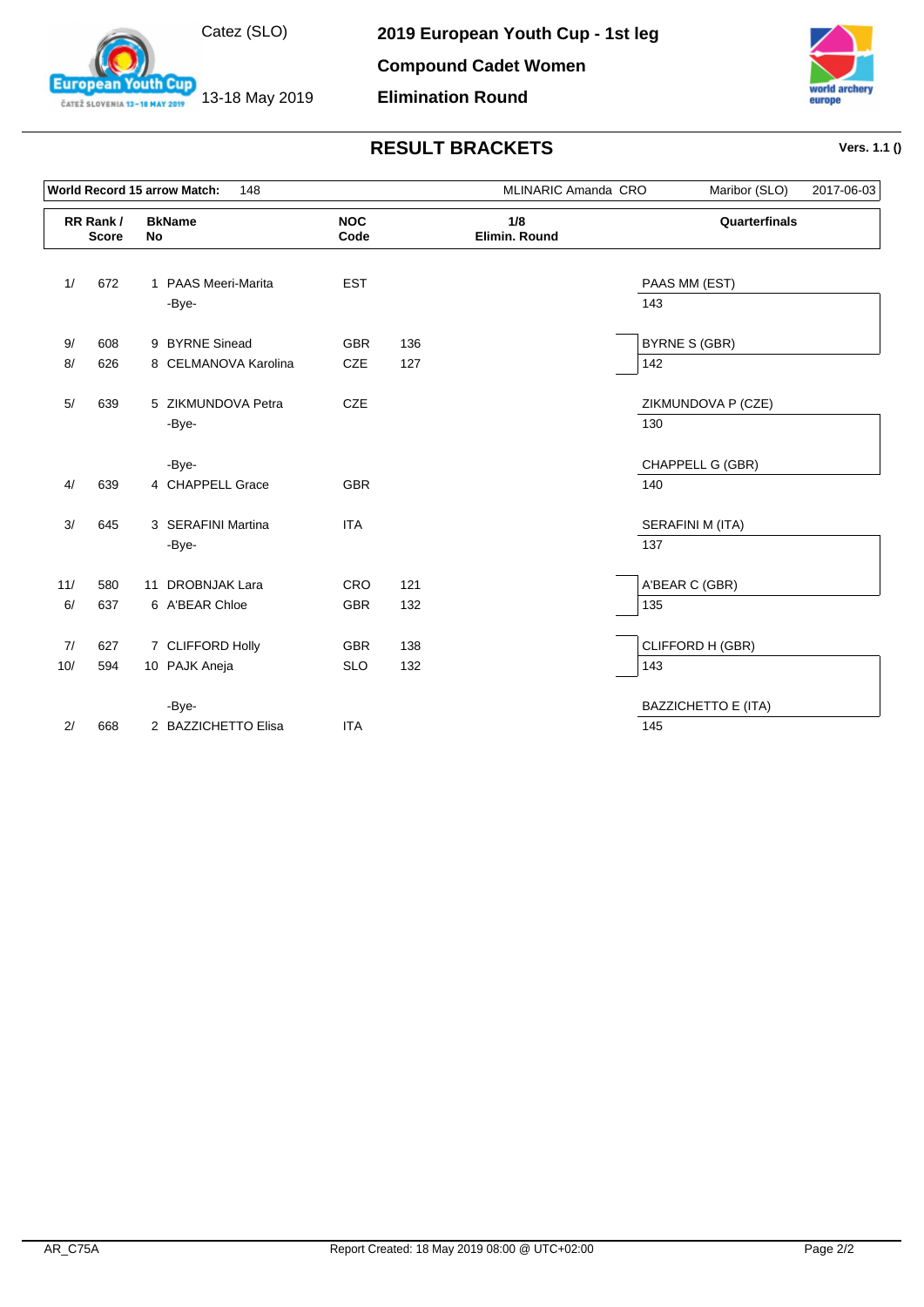Catez (SLO)

13-18 May 2019

# 2019 European Youth Cup - 1st leg

## Compound Cadet Women

## Elimination Round

## RESULT BRACKETS

**Vers. 1.1 ()**

| **World Record 15 arrow Match:** | 148 | MLINARIC Amanda CRO | Maribor (SLO) | 2017-06-03 |
|---|---|---|---|---|

| RR Rank / | Score | BkName No | | NOC Code | 1/8 Elimin. Round | Quarterfinals |
|---|---|---|---|---|---|---|
| 1/ | 672 | 1 | PAAS Meeri-Marita | EST | | PAAS MM (EST) |
| | | | -Bye- | | | 143 |
| 9/ | 608 | 9 | BYRNE Sinead | GBR | 136 | BYRNE S (GBR) |
| 8/ | 626 | 8 | CELMANOVA Karolina | CZE | 127 | 142 |
| 5/ | 639 | 5 | ZIKMUNDOVA Petra | CZE | | ZIKMUNDOVA P (CZE) |
| | | | -Bye- | | | 130 |
| | | | -Bye- | | | CHAPPELL G (GBR) |
| 4/ | 639 | 4 | CHAPPELL Grace | GBR | | 140 |
| 3/ | 645 | 3 | SERAFINI Martina | ITA | | SERAFINI M (ITA) |
| | | | -Bye- | | | 137 |
| 11/ | 580 | 11 | DROBNJAK Lara | CRO | 121 | A'BEAR C (GBR) |
| 6/ | 637 | 6 | A'BEAR Chloe | GBR | 132 | 135 |
| 7/ | 627 | 7 | CLIFFORD Holly | GBR | 138 | CLIFFORD H (GBR) |
| 10/ | 594 | 10 | PAJK Aneja | SLO | 132 | 143 |
| | | | -Bye- | | | BAZZICHETTO E (ITA) |
| 2/ | 668 | 2 | BAZZICHETTO Elisa | ITA | | 145 |

AR_C75A

Report Created: 18 May 2019 08:00 @ UTC+02:00